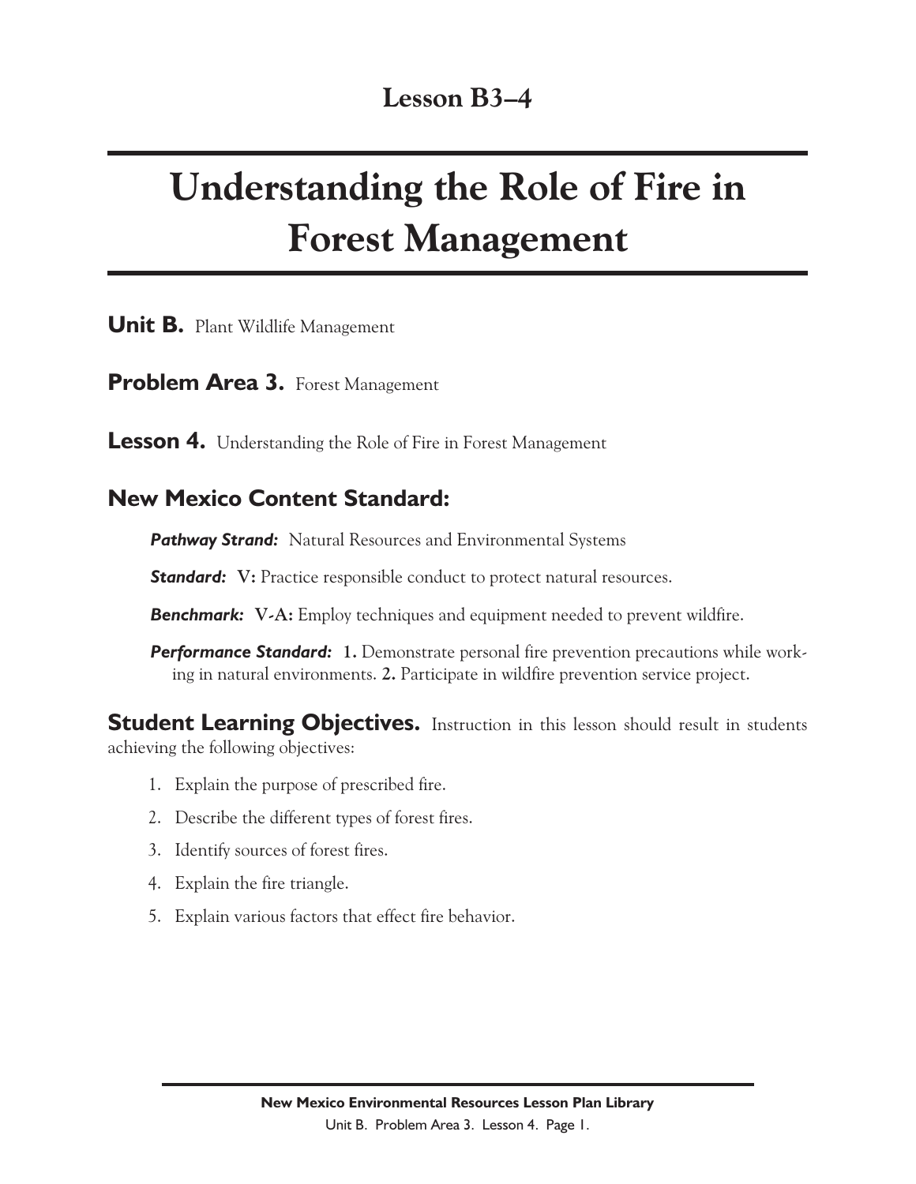## Lesson B3–4

# Understanding the Role of Fire in Forest Management

**Unit B.** Plant Wildlife Management

**Problem Area 3.** Forest Management

**Lesson 4.** Understanding the Role of Fire in Forest Management

### New Mexico Content Standard:

***Pathway Strand:*** Natural Resources and Environmental Systems

***Standard:*** **V:** Practice responsible conduct to protect natural resources.

***Benchmark:*** **V-A:** Employ techniques and equipment needed to prevent wildfire.

***Performance Standard:*** **1.** Demonstrate personal fire prevention precautions while working in natural environments. **2.** Participate in wildfire prevention service project.

**Student Learning Objectives.** Instruction in this lesson should result in students achieving the following objectives:

1. Explain the purpose of prescribed fire.
2. Describe the different types of forest fires.
3. Identify sources of forest fires.
4. Explain the fire triangle.
5. Explain various factors that effect fire behavior.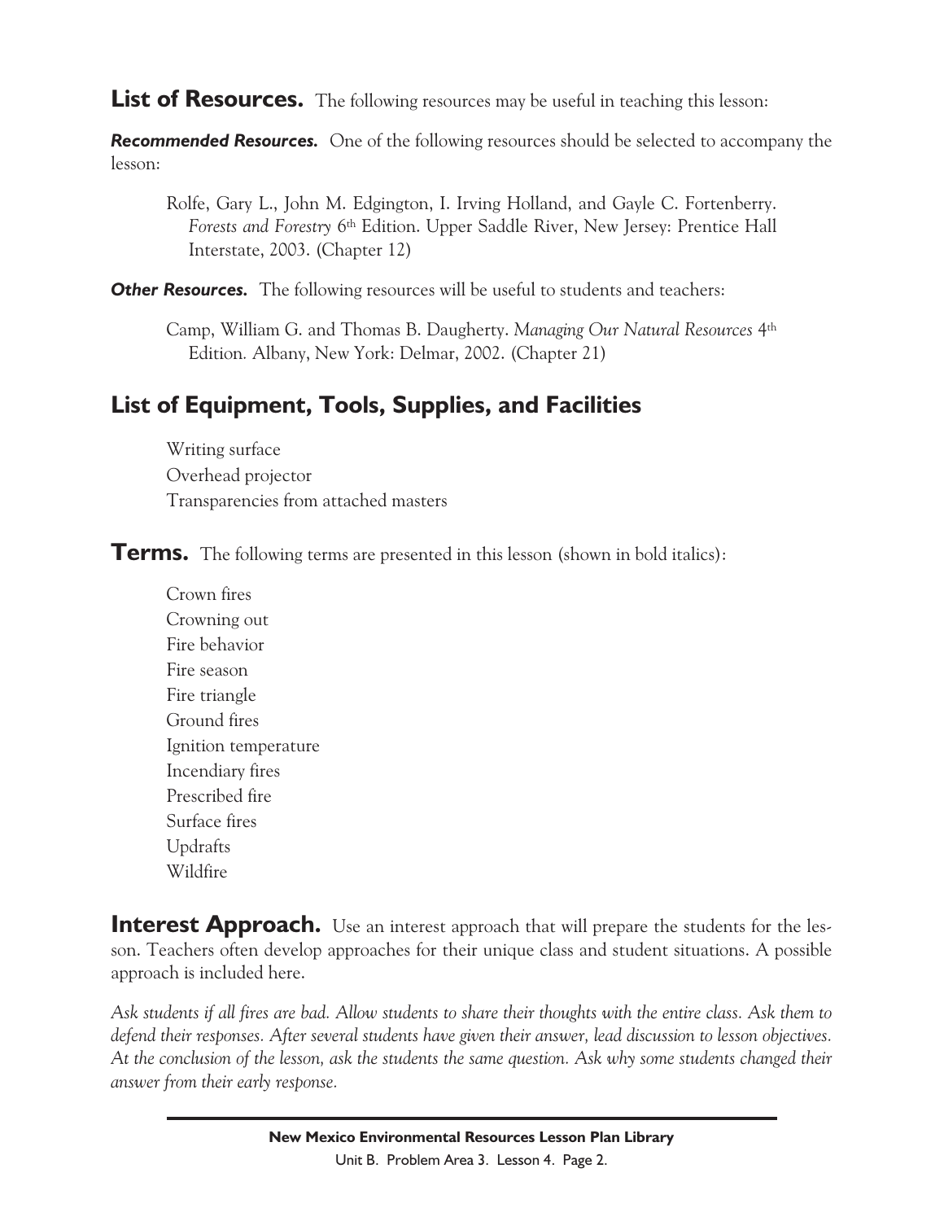**List of Resources.** The following resources may be useful in teaching this lesson:

***Recommended Resources.*** One of the following resources should be selected to accompany the lesson:

Rolfe, Gary L., John M. Edgington, I. Irving Holland, and Gayle C. Fortenberry. *Forests and Forestry* 6th Edition. Upper Saddle River, New Jersey: Prentice Hall Interstate, 2003. (Chapter 12)

***Other Resources.*** The following resources will be useful to students and teachers:

Camp, William G. and Thomas B. Daugherty. *Managing Our Natural Resources* 4th Edition. Albany, New York: Delmar, 2002. (Chapter 21)

## List of Equipment, Tools, Supplies, and Facilities

Writing surface
Overhead projector
Transparencies from attached masters

**Terms.** The following terms are presented in this lesson (shown in bold italics):

Crown fires
Crowning out
Fire behavior
Fire season
Fire triangle
Ground fires
Ignition temperature
Incendiary fires
Prescribed fire
Surface fires
Updrafts
Wildfire

**Interest Approach.** Use an interest approach that will prepare the students for the lesson. Teachers often develop approaches for their unique class and student situations. A possible approach is included here.

*Ask students if all fires are bad. Allow students to share their thoughts with the entire class. Ask them to defend their responses. After several students have given their answer, lead discussion to lesson objectives. At the conclusion of the lesson, ask the students the same question. Ask why some students changed their answer from their early response.*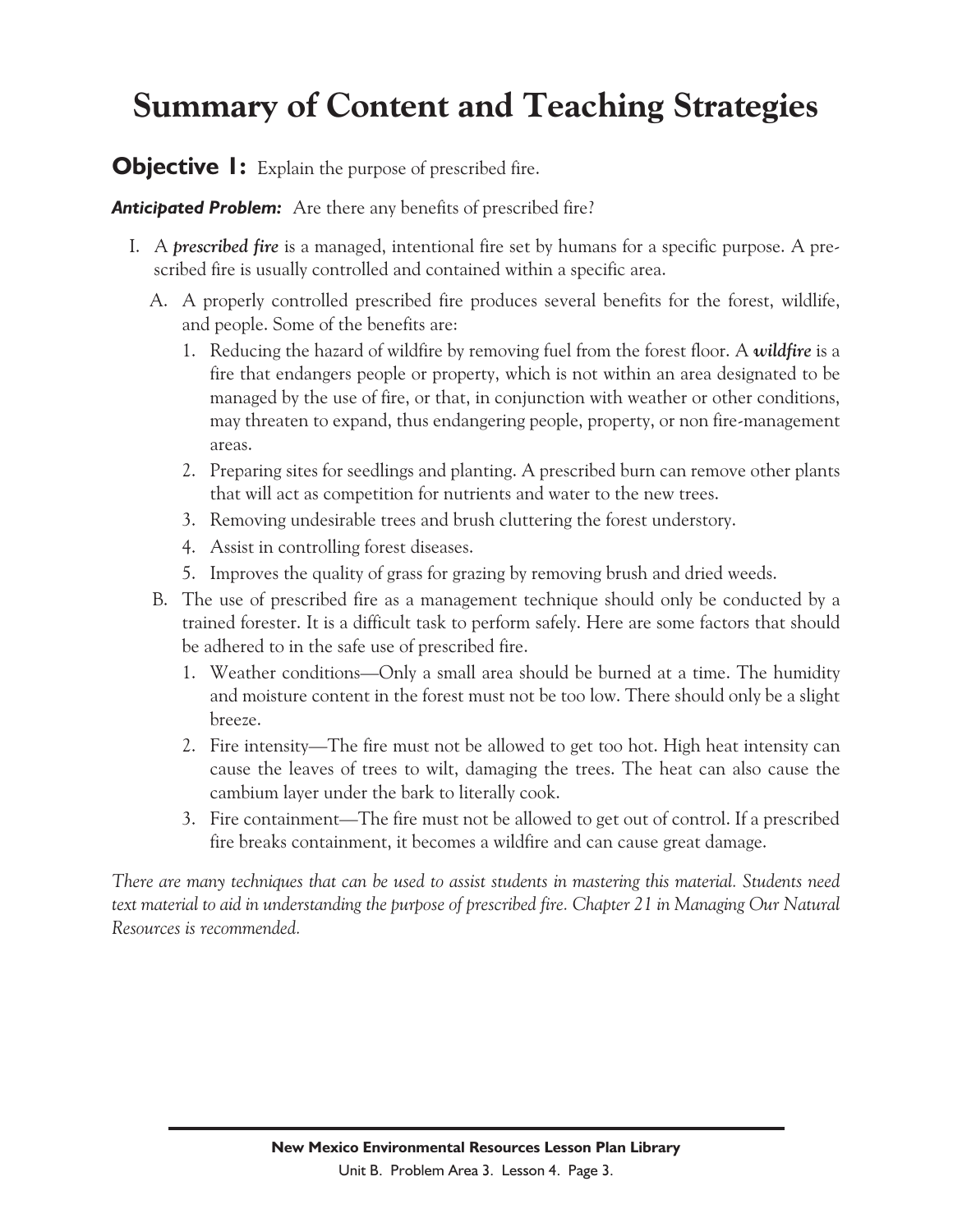# Summary of Content and Teaching Strategies

**Objective 1:** Explain the purpose of prescribed fire.

***Anticipated Problem:*** Are there any benefits of prescribed fire?

I. A ***prescribed fire*** is a managed, intentional fire set by humans for a specific purpose. A prescribed fire is usually controlled and contained within a specific area.

   A. A properly controlled prescribed fire produces several benefits for the forest, wildlife, and people. Some of the benefits are:

      1. Reducing the hazard of wildfire by removing fuel from the forest floor. A ***wildfire*** is a fire that endangers people or property, which is not within an area designated to be managed by the use of fire, or that, in conjunction with weather or other conditions, may threaten to expand, thus endangering people, property, or non fire-management areas.
      2. Preparing sites for seedlings and planting. A prescribed burn can remove other plants that will act as competition for nutrients and water to the new trees.
      3. Removing undesirable trees and brush cluttering the forest understory.
      4. Assist in controlling forest diseases.
      5. Improves the quality of grass for grazing by removing brush and dried weeds.

   B. The use of prescribed fire as a management technique should only be conducted by a trained forester. It is a difficult task to perform safely. Here are some factors that should be adhered to in the safe use of prescribed fire.

      1. Weather conditions—Only a small area should be burned at a time. The humidity and moisture content in the forest must not be too low. There should only be a slight breeze.
      2. Fire intensity—The fire must not be allowed to get too hot. High heat intensity can cause the leaves of trees to wilt, damaging the trees. The heat can also cause the cambium layer under the bark to literally cook.
      3. Fire containment—The fire must not be allowed to get out of control. If a prescribed fire breaks containment, it becomes a wildfire and can cause great damage.

*There are many techniques that can be used to assist students in mastering this material. Students need text material to aid in understanding the purpose of prescribed fire. Chapter 21 in Managing Our Natural Resources is recommended.*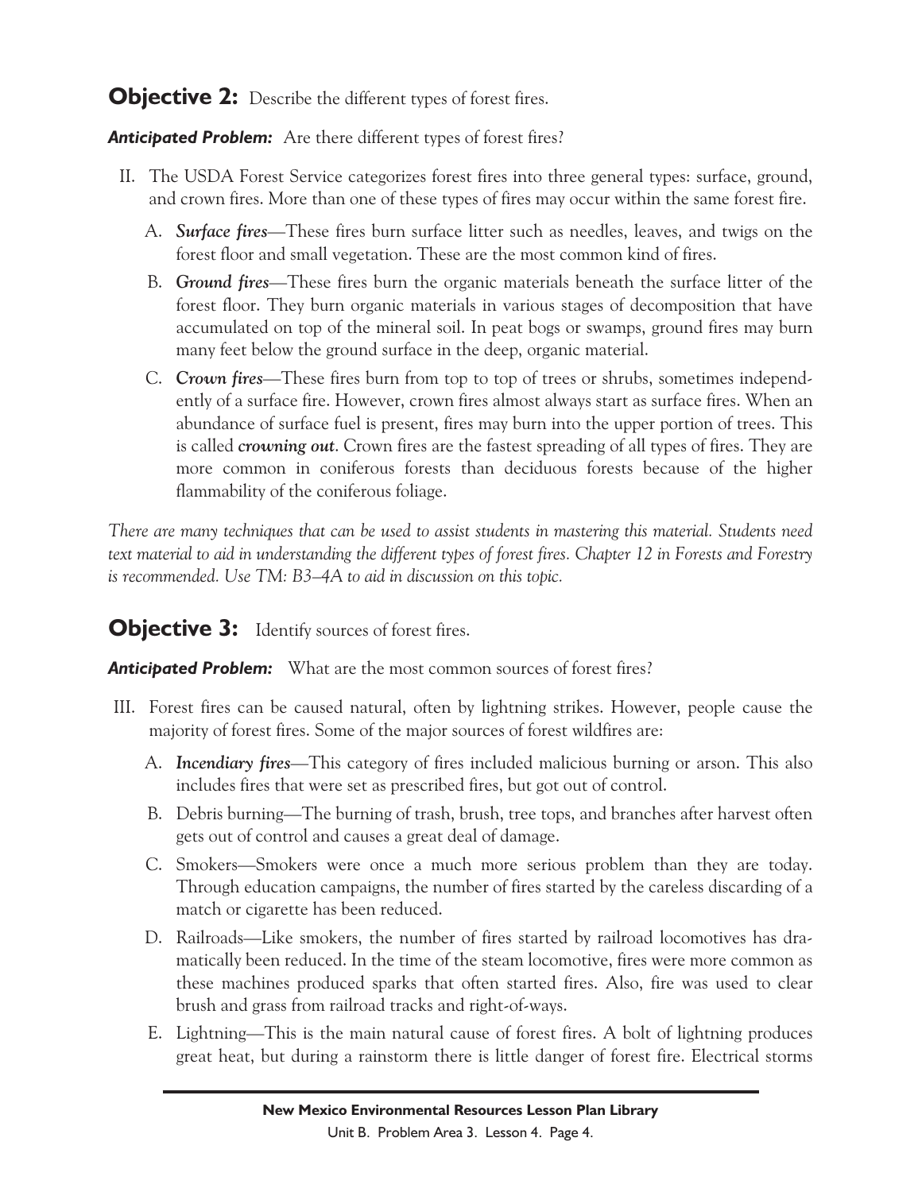## **Objective 2:** Describe the different types of forest fires.

***Anticipated Problem:*** Are there different types of forest fires?

II. The USDA Forest Service categorizes forest fires into three general types: surface, ground, and crown fires. More than one of these types of fires may occur within the same forest fire.

   A. ***Surface fires***—These fires burn surface litter such as needles, leaves, and twigs on the forest floor and small vegetation. These are the most common kind of fires.

   B. ***Ground fires***—These fires burn the organic materials beneath the surface litter of the forest floor. They burn organic materials in various stages of decomposition that have accumulated on top of the mineral soil. In peat bogs or swamps, ground fires may burn many feet below the ground surface in the deep, organic material.

   C. ***Crown fires***—These fires burn from top to top of trees or shrubs, sometimes independently of a surface fire. However, crown fires almost always start as surface fires. When an abundance of surface fuel is present, fires may burn into the upper portion of trees. This is called ***crowning out***. Crown fires are the fastest spreading of all types of fires. They are more common in coniferous forests than deciduous forests because of the higher flammability of the coniferous foliage.

*There are many techniques that can be used to assist students in mastering this material. Students need text material to aid in understanding the different types of forest fires. Chapter 12 in Forests and Forestry is recommended. Use TM: B3–4A to aid in discussion on this topic.*

## **Objective 3:** Identify sources of forest fires.

***Anticipated Problem:*** What are the most common sources of forest fires?

III. Forest fires can be caused natural, often by lightning strikes. However, people cause the majority of forest fires. Some of the major sources of forest wildfires are:

   A. ***Incendiary fires***—This category of fires included malicious burning or arson. This also includes fires that were set as prescribed fires, but got out of control.

   B. Debris burning—The burning of trash, brush, tree tops, and branches after harvest often gets out of control and causes a great deal of damage.

   C. Smokers—Smokers were once a much more serious problem than they are today. Through education campaigns, the number of fires started by the careless discarding of a match or cigarette has been reduced.

   D. Railroads—Like smokers, the number of fires started by railroad locomotives has dramatically been reduced. In the time of the steam locomotive, fires were more common as these machines produced sparks that often started fires. Also, fire was used to clear brush and grass from railroad tracks and right-of-ways.

   E. Lightning—This is the main natural cause of forest fires. A bolt of lightning produces great heat, but during a rainstorm there is little danger of forest fire. Electrical storms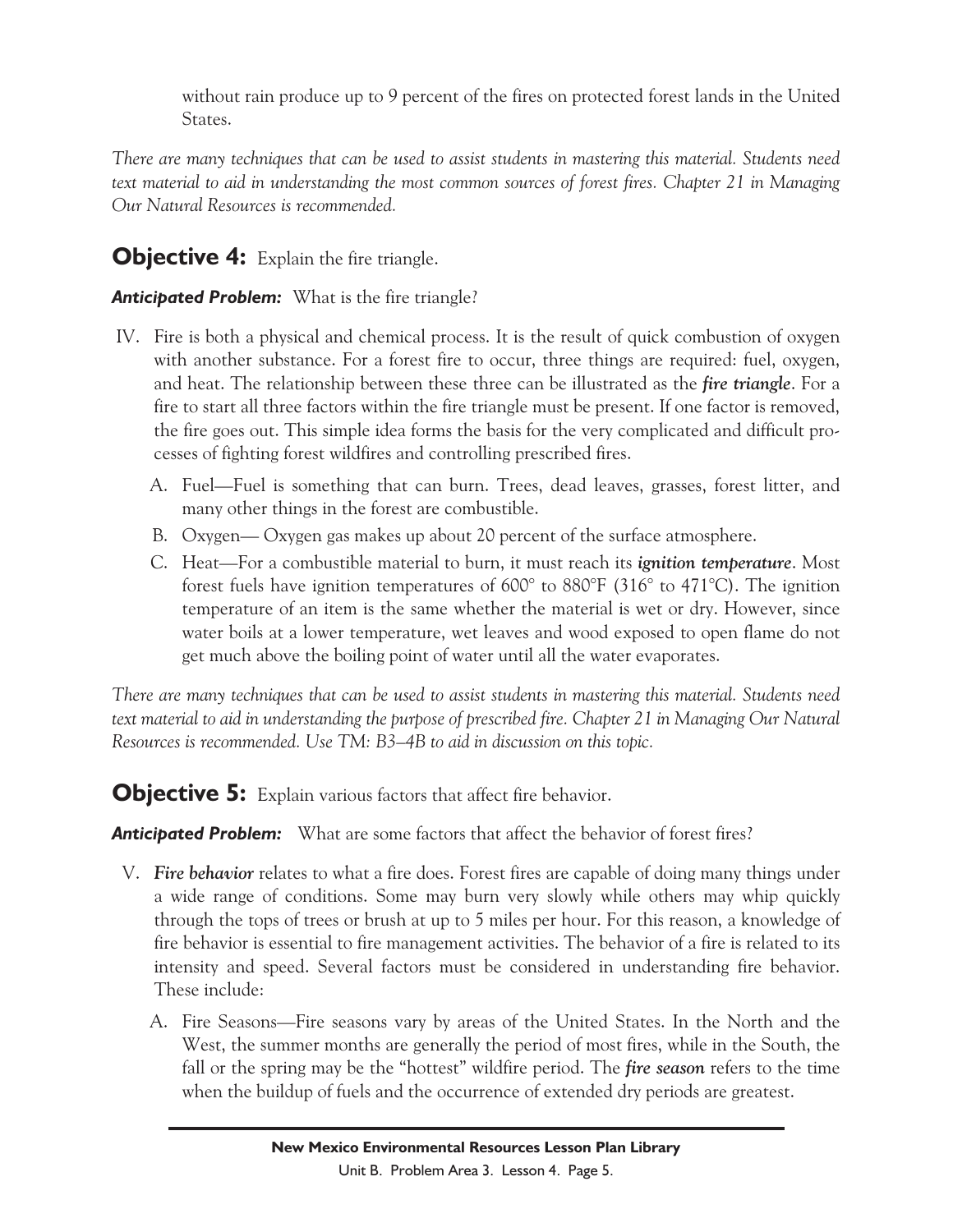without rain produce up to 9 percent of the fires on protected forest lands in the United States.

*There are many techniques that can be used to assist students in mastering this material. Students need text material to aid in understanding the most common sources of forest fires. Chapter 21 in Managing Our Natural Resources is recommended.*

## **Objective 4:** Explain the fire triangle.

***Anticipated Problem:*** What is the fire triangle?

IV. Fire is both a physical and chemical process. It is the result of quick combustion of oxygen with another substance. For a forest fire to occur, three things are required: fuel, oxygen, and heat. The relationship between these three can be illustrated as the ***fire triangle***. For a fire to start all three factors within the fire triangle must be present. If one factor is removed, the fire goes out. This simple idea forms the basis for the very complicated and difficult processes of fighting forest wildfires and controlling prescribed fires.

   A. Fuel—Fuel is something that can burn. Trees, dead leaves, grasses, forest litter, and many other things in the forest are combustible.

   B. Oxygen— Oxygen gas makes up about 20 percent of the surface atmosphere.

   C. Heat—For a combustible material to burn, it must reach its ***ignition temperature***. Most forest fuels have ignition temperatures of 600° to 880°F (316° to 471°C). The ignition temperature of an item is the same whether the material is wet or dry. However, since water boils at a lower temperature, wet leaves and wood exposed to open flame do not get much above the boiling point of water until all the water evaporates.

*There are many techniques that can be used to assist students in mastering this material. Students need text material to aid in understanding the purpose of prescribed fire. Chapter 21 in Managing Our Natural Resources is recommended. Use TM: B3–4B to aid in discussion on this topic.*

## **Objective 5:** Explain various factors that affect fire behavior.

***Anticipated Problem:*** What are some factors that affect the behavior of forest fires?

V. ***Fire behavior*** relates to what a fire does. Forest fires are capable of doing many things under a wide range of conditions. Some may burn very slowly while others may whip quickly through the tops of trees or brush at up to 5 miles per hour. For this reason, a knowledge of fire behavior is essential to fire management activities. The behavior of a fire is related to its intensity and speed. Several factors must be considered in understanding fire behavior. These include:

   A. Fire Seasons—Fire seasons vary by areas of the United States. In the North and the West, the summer months are generally the period of most fires, while in the South, the fall or the spring may be the "hottest" wildfire period. The ***fire season*** refers to the time when the buildup of fuels and the occurrence of extended dry periods are greatest.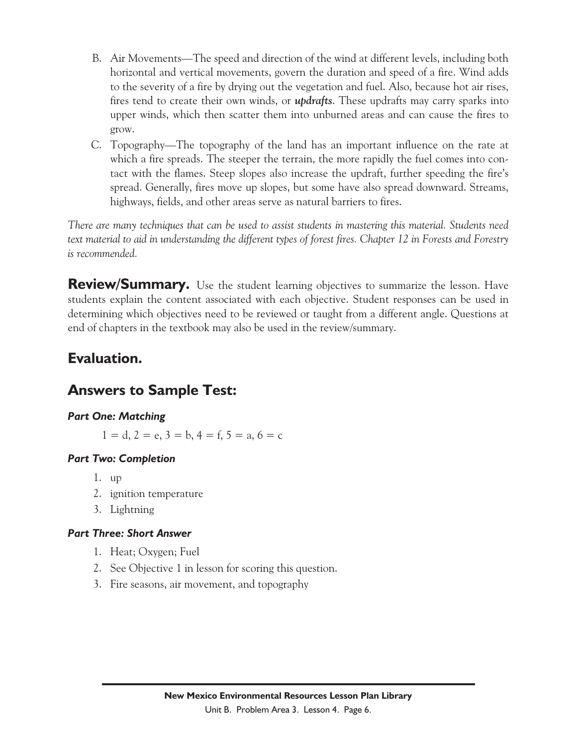B. Air Movements—The speed and direction of the wind at different levels, including both horizontal and vertical movements, govern the duration and speed of a fire. Wind adds to the severity of a fire by drying out the vegetation and fuel. Also, because hot air rises, fires tend to create their own winds, or ***updrafts***. These updrafts may carry sparks into upper winds, which then scatter them into unburned areas and can cause the fires to grow.

C. Topography—The topography of the land has an important influence on the rate at which a fire spreads. The steeper the terrain, the more rapidly the fuel comes into contact with the flames. Steep slopes also increase the updraft, further speeding the fire's spread. Generally, fires move up slopes, but some have also spread downward. Streams, highways, fields, and other areas serve as natural barriers to fires.

*There are many techniques that can be used to assist students in mastering this material. Students need text material to aid in understanding the different types of forest fires. Chapter 12 in Forests and Forestry is recommended.*

**Review/Summary.** Use the student learning objectives to summarize the lesson. Have students explain the content associated with each objective. Student responses can be used in determining which objectives need to be reviewed or taught from a different angle. Questions at end of chapters in the textbook may also be used in the review/summary.

## Evaluation.

## Answers to Sample Test:

### *Part One: Matching*

1 = d, 2 = e, 3 = b, 4 = f, 5 = a, 6 = c

### *Part Two: Completion*

1. up
2. ignition temperature
3. Lightning

### *Part Three: Short Answer*

1. Heat; Oxygen; Fuel
2. See Objective 1 in lesson for scoring this question.
3. Fire seasons, air movement, and topography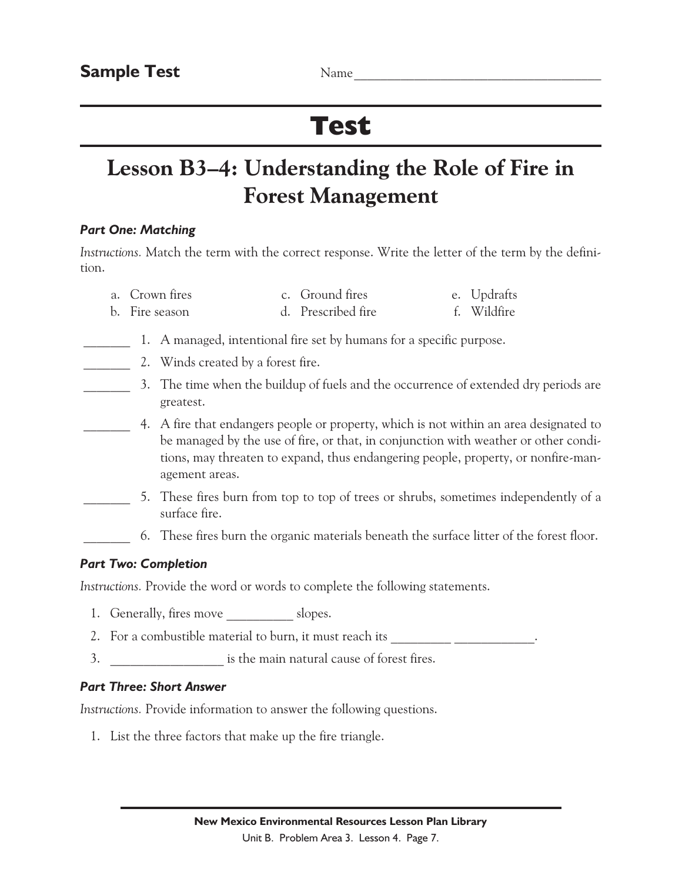**Sample Test** Name_______________________________________

# Test

## Lesson B3–4: Understanding the Role of Fire in Forest Management

### *Part One: Matching*

*Instructions.* Match the term with the correct response. Write the letter of the term by the definition.

a. Crown fires
b. Fire season
c. Ground fires
d. Prescribed fire
e. Updrafts
f. Wildfire

_______ 1. A managed, intentional fire set by humans for a specific purpose.

_______ 2. Winds created by a forest fire.

_______ 3. The time when the buildup of fuels and the occurrence of extended dry periods are greatest.

_______ 4. A fire that endangers people or property, which is not within an area designated to be managed by the use of fire, or that, in conjunction with weather or other conditions, may threaten to expand, thus endangering people, property, or nonfire-management areas.

_______ 5. These fires burn from top to top of trees or shrubs, sometimes independently of a surface fire.

_______ 6. These fires burn the organic materials beneath the surface litter of the forest floor.

### *Part Two: Completion*

*Instructions.* Provide the word or words to complete the following statements.

1. Generally, fires move __________ slopes.
2. For a combustible material to burn, it must reach its _________ ____________.
3. _________________ is the main natural cause of forest fires.

### *Part Three: Short Answer*

*Instructions.* Provide information to answer the following questions.

1. List the three factors that make up the fire triangle.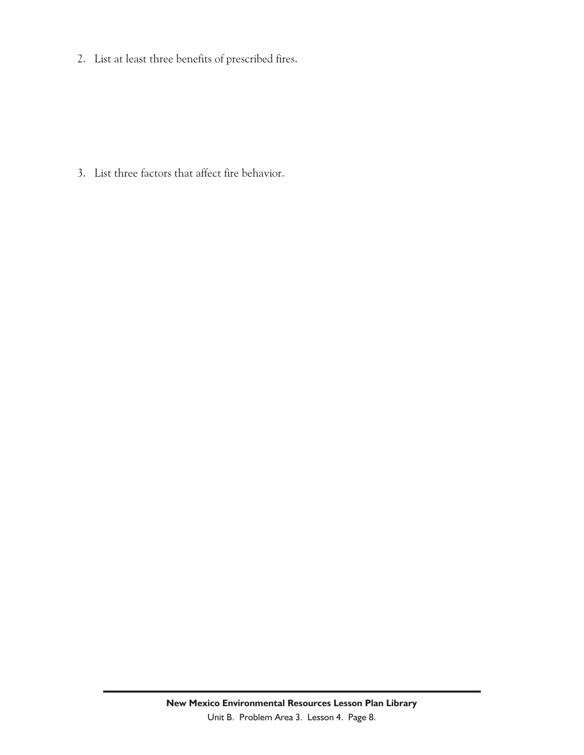2. List at least three benefits of prescribed fires.

3. List three factors that affect fire behavior.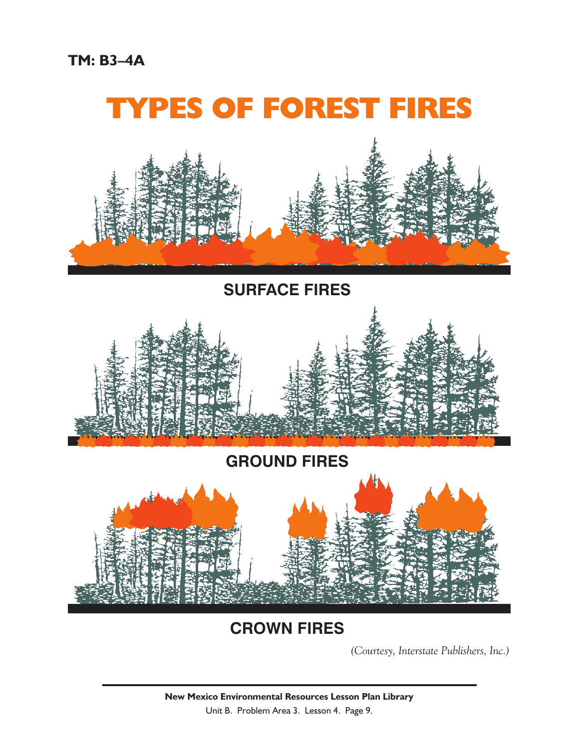TM: B3–4A

# TYPES OF FOREST FIRES

SURFACE FIRES

GROUND FIRES

CROWN FIRES

*(Courtesy, Interstate Publishers, Inc.)*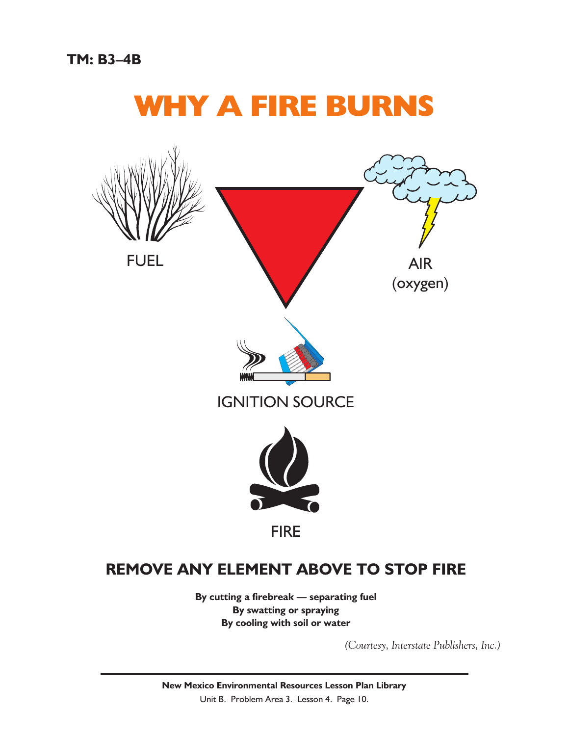**TM: B3–4B**

# WHY A FIRE BURNS

FUEL

AIR
(oxygen)

IGNITION SOURCE

FIRE

## REMOVE ANY ELEMENT ABOVE TO STOP FIRE

**By cutting a firebreak — separating fuel**
**By swatting or spraying**
**By cooling with soil or water**

*(Courtesy, Interstate Publishers, Inc.)*